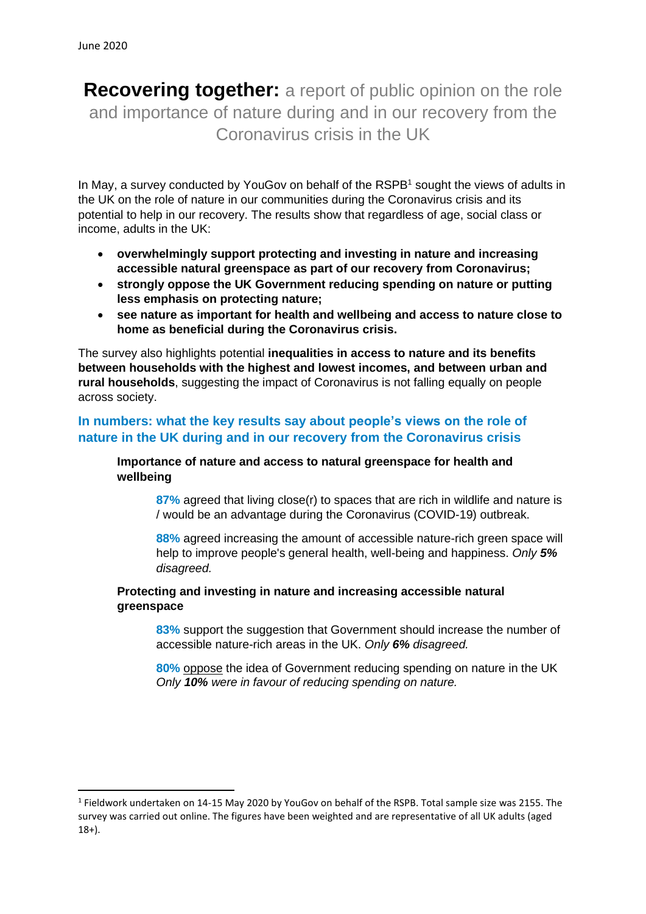June 2020

# **Recovering together:** a report of public opinion on the role and importance of nature during and in our recovery from the Coronavirus crisis in the UK

In May, a survey conducted by YouGov on behalf of the RSPB[1] sought the views of adults in the UK on the role of nature in our communities during the Coronavirus crisis and its potential to help in our recovery. The results show that regardless of age, social class or income, adults in the UK:

- **overwhelmingly support protecting and investing in nature and increasing accessible natural greenspace as part of our recovery from Coronavirus;**
- **strongly oppose the UK Government reducing spending on nature or putting less emphasis on protecting nature;**
- **see nature as important for health and wellbeing and access to nature close to home as beneficial during the Coronavirus crisis.**

The survey also highlights potential **inequalities in access to nature and its benefits between households with the highest and lowest incomes, and between urban and rural households**, suggesting the impact of Coronavirus is not falling equally on people across society.

## In numbers: what the key results say about people's views on the role of nature in the UK during and in our recovery from the Coronavirus crisis

### Importance of nature and access to natural greenspace for health and wellbeing

**87%** agreed that living close(r) to spaces that are rich in wildlife and nature is / would be an advantage during the Coronavirus (COVID-19) outbreak.

**88%** agreed increasing the amount of accessible nature-rich green space will help to improve people's general health, well-being and happiness. *Only **5%** disagreed.*

### Protecting and investing in nature and increasing accessible natural greenspace

**83%** support the suggestion that Government should increase the number of accessible nature-rich areas in the UK. *Only **6%** disagreed.*

**80%** oppose the idea of Government reducing spending on nature in the UK *Only **10%** were in favour of reducing spending on nature.*

---

[1] Fieldwork undertaken on 14-15 May 2020 by YouGov on behalf of the RSPB. Total sample size was 2155. The survey was carried out online. The figures have been weighted and are representative of all UK adults (aged 18+).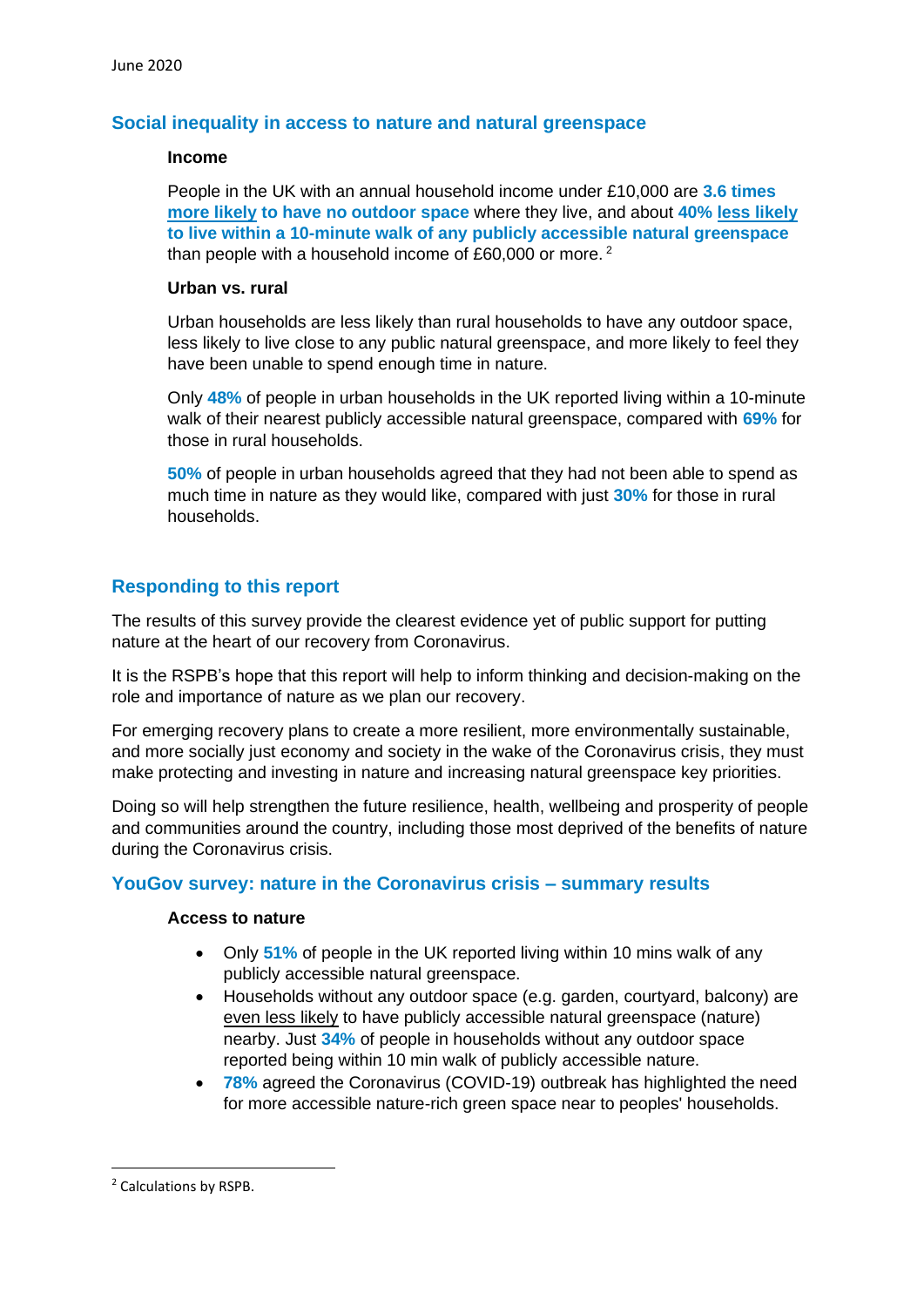## Social inequality in access to nature and natural greenspace

**Income**

People in the UK with an annual household income under £10,000 are **3.6 times more likely to have no outdoor space** where they live, and about **40% less likely to live within a 10-minute walk of any publicly accessible natural greenspace** than people with a household income of £60,000 or more.[2]

**Urban vs. rural**

Urban households are less likely than rural households to have any outdoor space, less likely to live close to any public natural greenspace, and more likely to feel they have been unable to spend enough time in nature.

Only **48%** of people in urban households in the UK reported living within a 10-minute walk of their nearest publicly accessible natural greenspace, compared with **69%** for those in rural households.

**50%** of people in urban households agreed that they had not been able to spend as much time in nature as they would like, compared with just **30%** for those in rural households.

## Responding to this report

The results of this survey provide the clearest evidence yet of public support for putting nature at the heart of our recovery from Coronavirus.

It is the RSPB's hope that this report will help to inform thinking and decision-making on the role and importance of nature as we plan our recovery.

For emerging recovery plans to create a more resilient, more environmentally sustainable, and more socially just economy and society in the wake of the Coronavirus crisis, they must make protecting and investing in nature and increasing natural greenspace key priorities.

Doing so will help strengthen the future resilience, health, wellbeing and prosperity of people and communities around the country, including those most deprived of the benefits of nature during the Coronavirus crisis.

## YouGov survey: nature in the Coronavirus crisis – summary results

**Access to nature**

- Only **51%** of people in the UK reported living within 10 mins walk of any publicly accessible natural greenspace.
- Households without any outdoor space (e.g. garden, courtyard, balcony) are even less likely to have publicly accessible natural greenspace (nature) nearby. Just **34%** of people in households without any outdoor space reported being within 10 min walk of publicly accessible nature.
- **78%** agreed the Coronavirus (COVID-19) outbreak has highlighted the need for more accessible nature-rich green space near to peoples' households.

[2] Calculations by RSPB.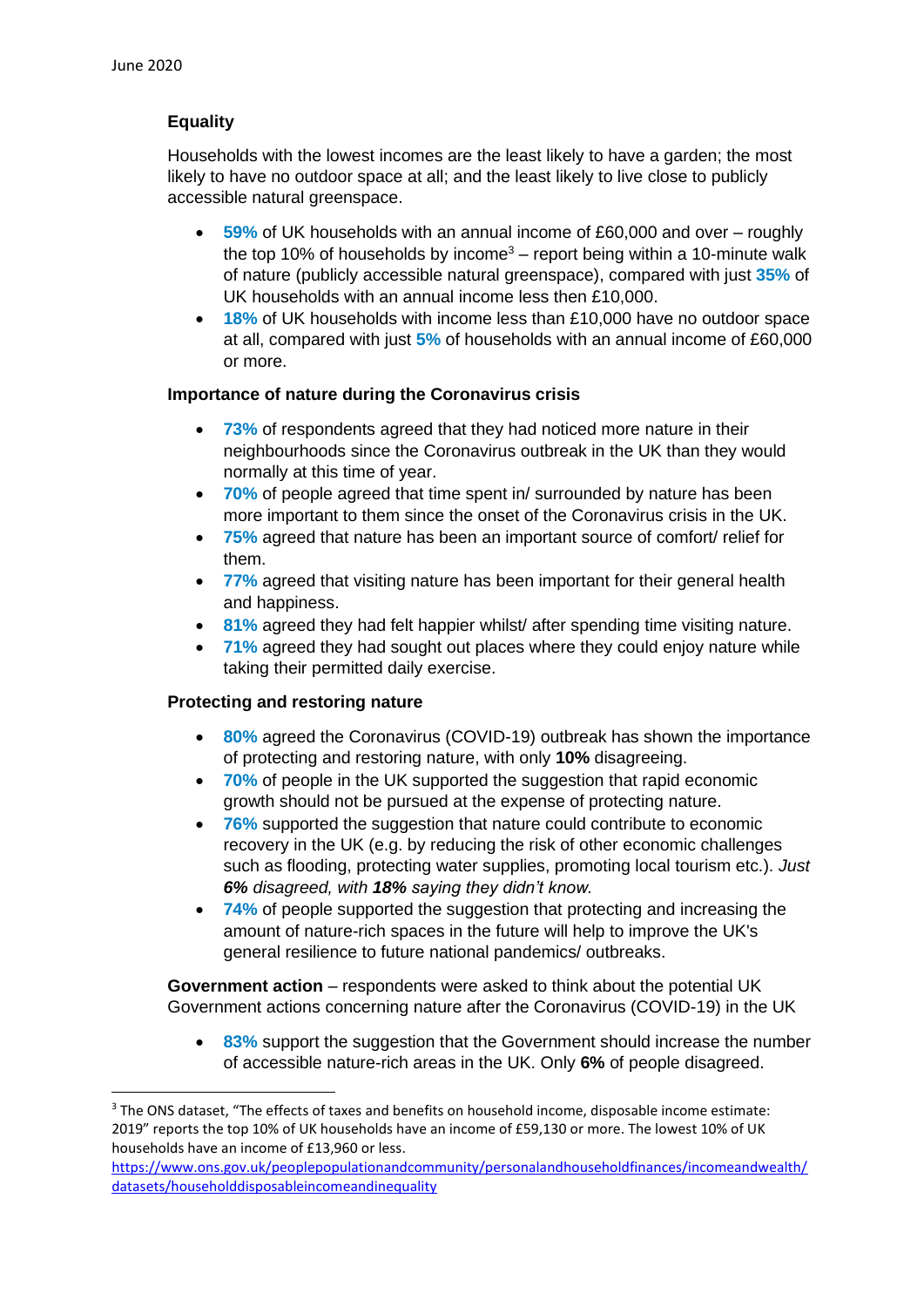**Equality**

Households with the lowest incomes are the least likely to have a garden; the most likely to have no outdoor space at all; and the least likely to live close to publicly accessible natural greenspace.

- **59%** of UK households with an annual income of £60,000 and over – roughly the top 10% of households by income[3] – report being within a 10-minute walk of nature (publicly accessible natural greenspace), compared with just **35%** of UK households with an annual income less then £10,000.
- **18%** of UK households with income less than £10,000 have no outdoor space at all, compared with just **5%** of households with an annual income of £60,000 or more.

**Importance of nature during the Coronavirus crisis**

- **73%** of respondents agreed that they had noticed more nature in their neighbourhoods since the Coronavirus outbreak in the UK than they would normally at this time of year.
- **70%** of people agreed that time spent in/ surrounded by nature has been more important to them since the onset of the Coronavirus crisis in the UK.
- **75%** agreed that nature has been an important source of comfort/ relief for them.
- **77%** agreed that visiting nature has been important for their general health and happiness.
- **81%** agreed they had felt happier whilst/ after spending time visiting nature.
- **71%** agreed they had sought out places where they could enjoy nature while taking their permitted daily exercise.

**Protecting and restoring nature**

- **80%** agreed the Coronavirus (COVID-19) outbreak has shown the importance of protecting and restoring nature, with only **10%** disagreeing.
- **70%** of people in the UK supported the suggestion that rapid economic growth should not be pursued at the expense of protecting nature.
- **76%** supported the suggestion that nature could contribute to economic recovery in the UK (e.g. by reducing the risk of other economic challenges such as flooding, protecting water supplies, promoting local tourism etc.). *Just **6%** disagreed, with **18%** saying they didn't know.*
- **74%** of people supported the suggestion that protecting and increasing the amount of nature-rich spaces in the future will help to improve the UK's general resilience to future national pandemics/ outbreaks.

**Government action** – respondents were asked to think about the potential UK Government actions concerning nature after the Coronavirus (COVID-19) in the UK

- **83%** support the suggestion that the Government should increase the number of accessible nature-rich areas in the UK. Only **6%** of people disagreed.

[3] The ONS dataset, "The effects of taxes and benefits on household income, disposable income estimate: 2019" reports the top 10% of UK households have an income of £59,130 or more. The lowest 10% of UK households have an income of £13,960 or less. https://www.ons.gov.uk/peoplepopulationandcommunity/personalandhouseholdfinances/incomeandwealth/datasets/householddisposableincomeandinequality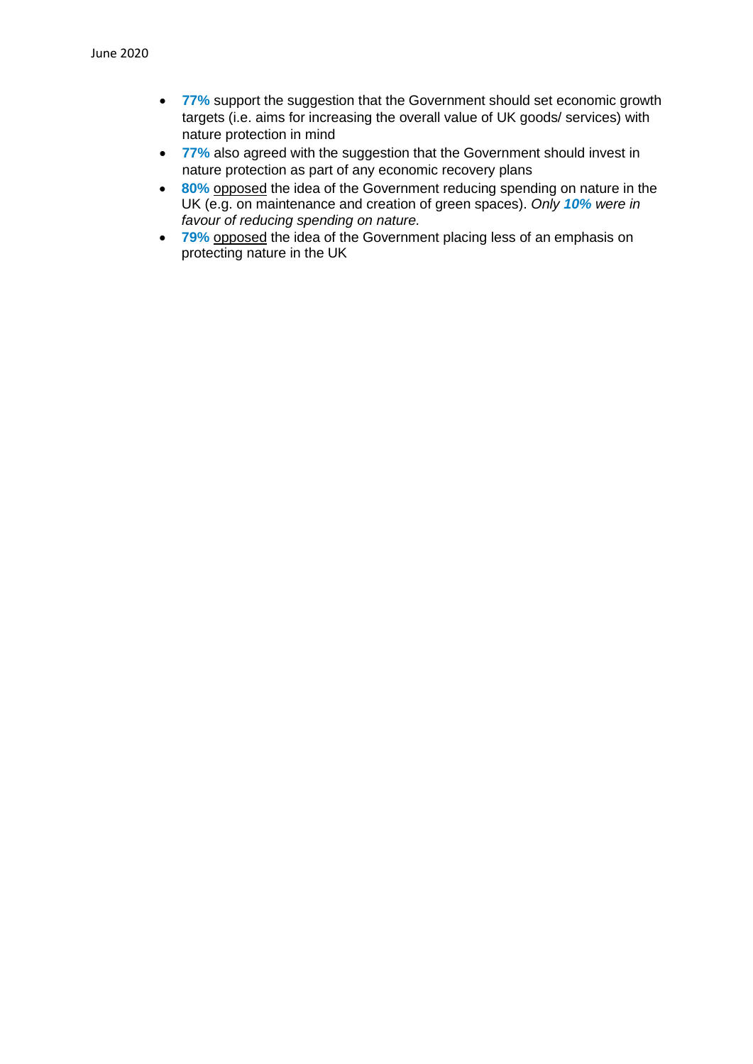- **77%** support the suggestion that the Government should set economic growth targets (i.e. aims for increasing the overall value of UK goods/ services) with nature protection in mind
- **77%** also agreed with the suggestion that the Government should invest in nature protection as part of any economic recovery plans
- **80%** opposed the idea of the Government reducing spending on nature in the UK (e.g. on maintenance and creation of green spaces). *Only **10%** were in favour of reducing spending on nature.*
- **79%** opposed the idea of the Government placing less of an emphasis on protecting nature in the UK